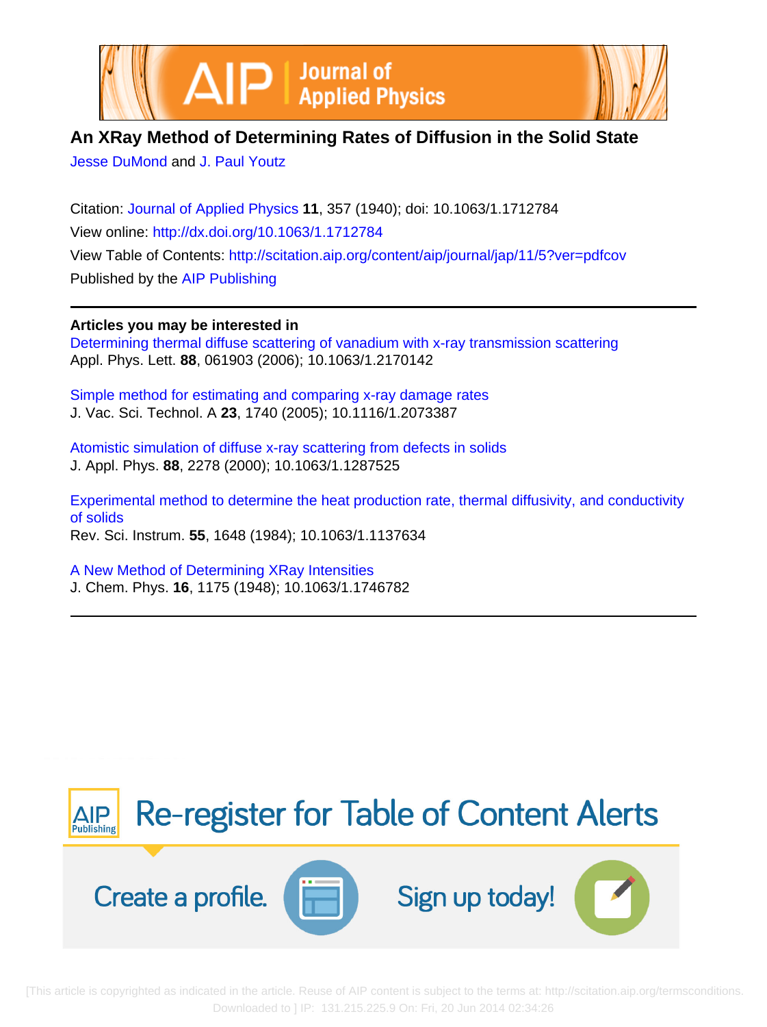# An XRay Method of Determining Rates of Diffusion in the Solid State

Jesse DuMond and J. Paul Youtz

Citation: Journal of Applied Physics **11**, 357 (1940); doi: 10.1063/1.1712784

View online: http://dx.doi.org/10.1063/1.1712784

View Table of Contents: http://scitation.aip.org/content/aip/journal/jap/11/5?ver=pdfcov

Published by the AIP Publishing

---

**Articles you may be interested in**

Determining thermal diffuse scattering of vanadium with x-ray transmission scattering
Appl. Phys. Lett. **88**, 061903 (2006); 10.1063/1.2170142

Simple method for estimating and comparing x-ray damage rates
J. Vac. Sci. Technol. A **23**, 1740 (2005); 10.1116/1.2073387

Atomistic simulation of diffuse x-ray scattering from defects in solids
J. Appl. Phys. **88**, 2278 (2000); 10.1063/1.1287525

Experimental method to determine the heat production rate, thermal diffusivity, and conductivity of solids
Rev. Sci. Instrum. **55**, 1648 (1984); 10.1063/1.1137634

A New Method of Determining XRay Intensities
J. Chem. Phys. **16**, 1175 (1948); 10.1063/1.1746782

---

Re-register for Table of Content Alerts

Create a profile. Sign up today!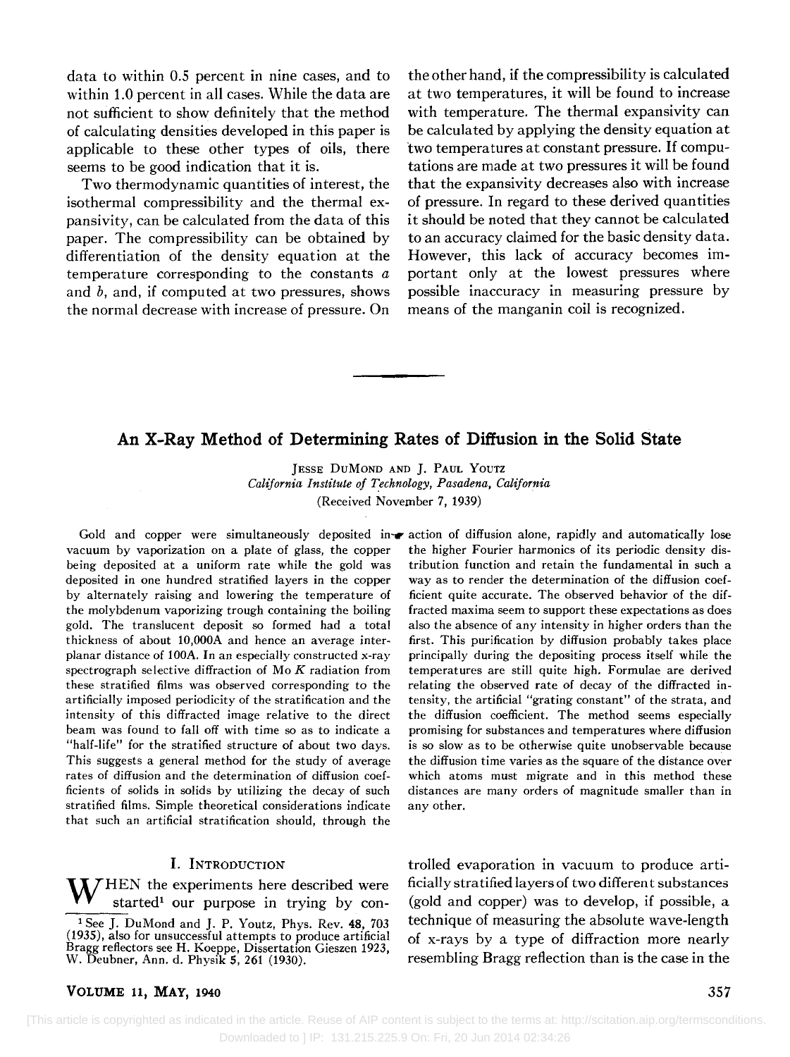data to within 0.5 percent in nine cases, and to within 1.0 percent in all cases. While the data are not sufficient to show definitely that the method of calculating densities developed in this paper is applicable to these other types of oils, there seems to be good indication that it is.

Two thermodynamic quantities of interest, the isothermal compressibility and the thermal expansivity, can be calculated from the data of this paper. The compressibility can be obtained by differentiation of the density equation at the temperature corresponding to the constants $a$ and $b$, and, if computed at two pressures, shows the normal decrease with increase of pressure. On the other hand, if the compressibility is calculated at two temperatures, it will be found to increase with temperature. The thermal expansivity can be calculated by applying the density equation at two temperatures at constant pressure. If computations are made at two pressures it will be found that the expansivity decreases also with increase of pressure. In regard to these derived quantities it should be noted that they cannot be calculated to an accuracy claimed for the basic density data. However, this lack of accuracy becomes important only at the lowest pressures where possible inaccuracy in measuring pressure by means of the manganin coil is recognized.

# An X-Ray Method of Determining Rates of Diffusion in the Solid State

Jesse DuMond and J. Paul Youtz

*California Institute of Technology, Pasadena, California*

(Received November 7, 1939)

Gold and copper were simultaneously deposited in vacuum by vaporization on a plate of glass, the copper being deposited at a uniform rate while the gold was deposited in one hundred stratified layers in the copper by alternately raising and lowering the temperature of the molybdenum vaporizing trough containing the boiling gold. The translucent deposit so formed had a total thickness of about 10,000A and hence an average interplanar distance of 100A. In an especially constructed x-ray spectrograph selective diffraction of Mo $K$ radiation from these stratified films was observed corresponding to the artificially imposed periodicity of the stratification and the intensity of this diffracted image relative to the direct beam was found to fall off with time so as to indicate a "half-life" for the stratified structure of about two days. This suggests a general method for the study of average rates of diffusion and the determination of diffusion coefficients of solids in solids by utilizing the decay of such stratified films. Simple theoretical considerations indicate that such an artificial stratification should, through the action of diffusion alone, rapidly and automatically lose the higher Fourier harmonics of its periodic density distribution function and retain the fundamental in such a way as to render the determination of the diffusion coefficient quite accurate. The observed behavior of the diffracted maxima seem to support these expectations as does also the absence of any intensity in higher orders than the first. This purification by diffusion probably takes place principally during the depositing process itself while the temperatures are still quite high. Formulae are derived relating the observed rate of decay of the diffracted intensity, the artificial "grating constant" of the strata, and the diffusion coefficient. The method seems especially promising for substances and temperatures where diffusion is so slow as to be otherwise quite unobservable because the diffusion time varies as the square of the distance over which atoms must migrate and in this method these distances are many orders of magnitude smaller than in any other.

## I. Introduction

When the experiments here described were started[1] our purpose in trying by controlled evaporation in vacuum to produce artificially stratified layers of two different substances (gold and copper) was to develop, if possible, a technique of measuring the absolute wave-length of x-rays by a type of diffraction more nearly resembling Bragg reflection than is the case in the

[1] See J. DuMond and J. P. Youtz, Phys. Rev. **48**, 703 (1935), also for unsuccessful attempts to produce artificial Bragg reflectors see H. Koeppe, Dissertation Gieszen 1923, W. Deubner, Ann. d. Physik **5**, 261 (1930).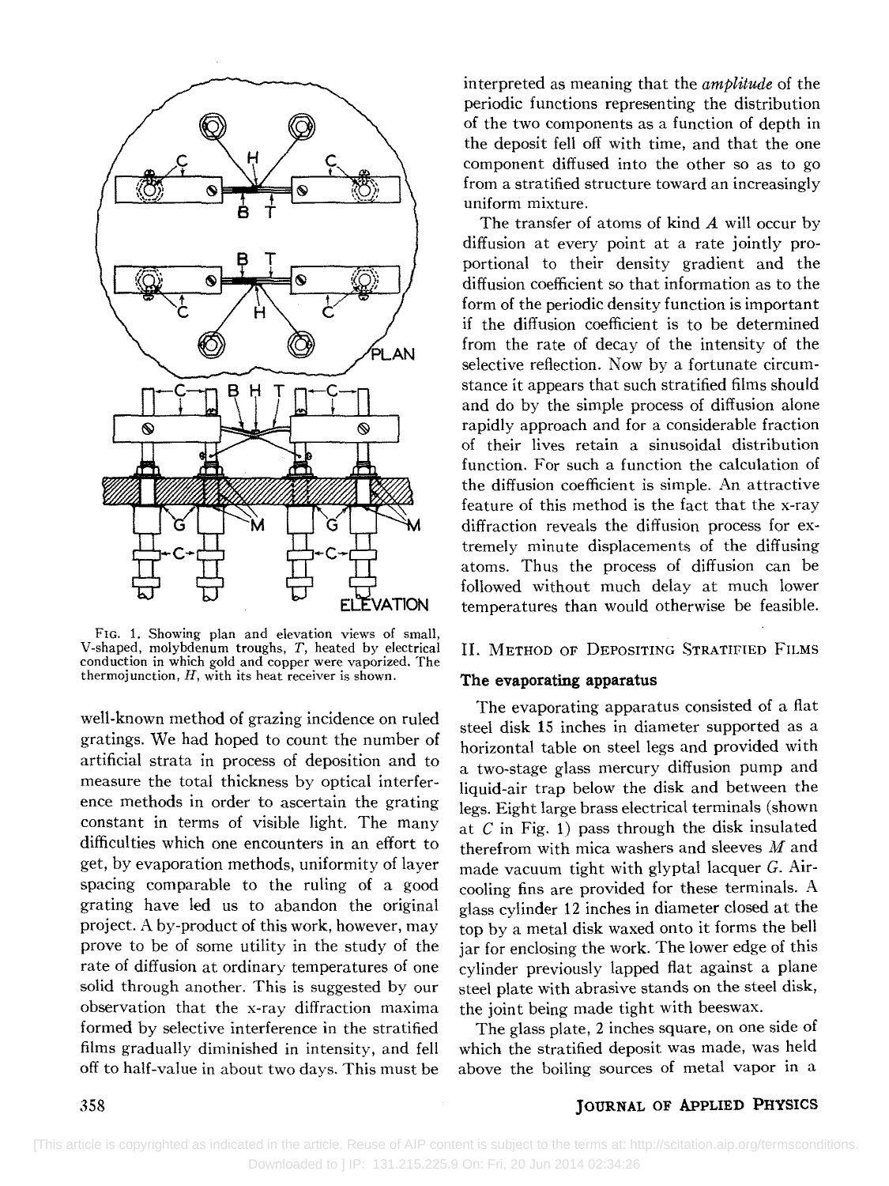FIG. 1. Showing plan and elevation views of small, V-shaped, molybdenum troughs, $T$, heated by electrical conduction in which gold and copper were vaporized. The thermojunction, $H$, with its heat receiver is shown.

well-known method of grazing incidence on ruled gratings. We had hoped to count the number of artificial strata in process of deposition and to measure the total thickness by optical interference methods in order to ascertain the grating constant in terms of visible light. The many difficulties which one encounters in an effort to get, by evaporation methods, uniformity of layer spacing comparable to the ruling of a good grating have led us to abandon the original project. A by-product of this work, however, may prove to be of some utility in the study of the rate of diffusion at ordinary temperatures of one solid through another. This is suggested by our observation that the x-ray diffraction maxima formed by selective interference in the stratified films gradually diminished in intensity, and fell off to half-value in about two days. This must be interpreted as meaning that the *amplitude* of the periodic functions representing the distribution of the two components as a function of depth in the deposit fell off with time, and that the one component diffused into the other so as to go from a stratified structure toward an increasingly uniform mixture.

The transfer of atoms of kind $A$ will occur by diffusion at every point at a rate jointly proportional to their density gradient and the diffusion coefficient so that information as to the form of the periodic density function is important if the diffusion coefficient is to be determined from the rate of decay of the intensity of the selective reflection. Now by a fortunate circumstance it appears that such stratified films should and do by the simple process of diffusion alone rapidly approach and for a considerable fraction of their lives retain a sinusoidal distribution function. For such a function the calculation of the diffusion coefficient is simple. An attractive feature of this method is the fact that the x-ray diffraction reveals the diffusion process for extremely minute displacements of the diffusing atoms. Thus the process of diffusion can be followed without much delay at much lower temperatures than would otherwise be feasible.

## II. METHOD OF DEPOSITING STRATIFIED FILMS

### The evaporating apparatus

The evaporating apparatus consisted of a flat steel disk 15 inches in diameter supported as a horizontal table on steel legs and provided with a two-stage glass mercury diffusion pump and liquid-air trap below the disk and between the legs. Eight large brass electrical terminals (shown at $C$ in Fig. 1) pass through the disk insulated therefrom with mica washers and sleeves $M$ and made vacuum tight with glyptal lacquer $G$. Air-cooling fins are provided for these terminals. A glass cylinder 12 inches in diameter closed at the top by a metal disk waxed onto it forms the bell jar for enclosing the work. The lower edge of this cylinder previously lapped flat against a plane steel plate with abrasive stands on the steel disk, the joint being made tight with beeswax.

The glass plate, 2 inches square, on one side of which the stratified deposit was made, was held above the boiling sources of metal vapor in a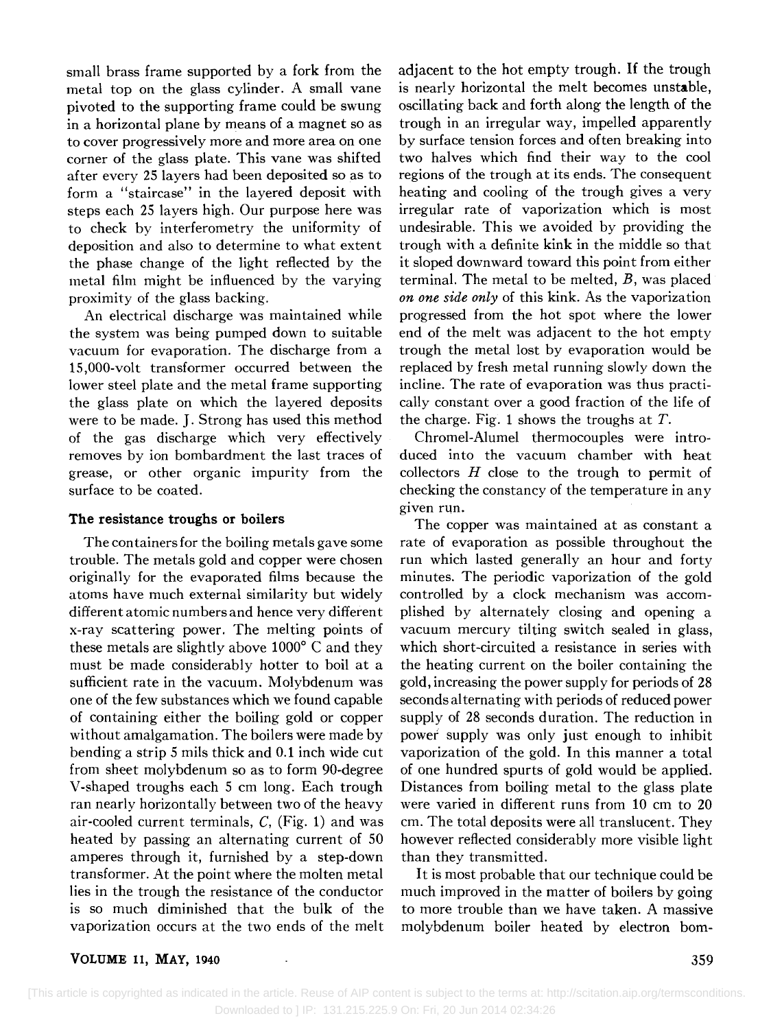small brass frame supported by a fork from the metal top on the glass cylinder. A small vane pivoted to the supporting frame could be swung in a horizontal plane by means of a magnet so as to cover progressively more and more area on one corner of the glass plate. This vane was shifted after every 25 layers had been deposited so as to form a "staircase" in the layered deposit with steps each 25 layers high. Our purpose here was to check by interferometry the uniformity of deposition and also to determine to what extent the phase change of the light reflected by the metal film might be influenced by the varying proximity of the glass backing.

An electrical discharge was maintained while the system was being pumped down to suitable vacuum for evaporation. The discharge from a 15,000-volt transformer occurred between the lower steel plate and the metal frame supporting the glass plate on which the layered deposits were to be made. J. Strong has used this method of the gas discharge which very effectively removes by ion bombardment the last traces of grease, or other organic impurity from the surface to be coated.

### The resistance troughs or boilers

The containers for the boiling metals gave some trouble. The metals gold and copper were chosen originally for the evaporated films because the atoms have much external similarity but widely different atomic numbers and hence very different x-ray scattering power. The melting points of these metals are slightly above 1000° C and they must be made considerably hotter to boil at a sufficient rate in the vacuum. Molybdenum was one of the few substances which we found capable of containing either the boiling gold or copper without amalgamation. The boilers were made by bending a strip 5 mils thick and 0.1 inch wide cut from sheet molybdenum so as to form 90-degree V-shaped troughs each 5 cm long. Each trough ran nearly horizontally between two of the heavy air-cooled current terminals, $C$, (Fig. 1) and was heated by passing an alternating current of 50 amperes through it, furnished by a step-down transformer. At the point where the molten metal lies in the trough the resistance of the conductor is so much diminished that the bulk of the vaporization occurs at the two ends of the melt adjacent to the hot empty trough. If the trough is nearly horizontal the melt becomes unstable, oscillating back and forth along the length of the trough in an irregular way, impelled apparently by surface tension forces and often breaking into two halves which find their way to the cool regions of the trough at its ends. The consequent heating and cooling of the trough gives a very irregular rate of vaporization which is most undesirable. This we avoided by providing the trough with a definite kink in the middle so that it sloped downward toward this point from either terminal. The metal to be melted, $B$, was placed *on one side only* of this kink. As the vaporization progressed from the hot spot where the lower end of the melt was adjacent to the hot empty trough the metal lost by evaporation would be replaced by fresh metal running slowly down the incline. The rate of evaporation was thus practically constant over a good fraction of the life of the charge. Fig. 1 shows the troughs at $T$.

Chromel-Alumel thermocouples were introduced into the vacuum chamber with heat collectors $H$ close to the trough to permit of checking the constancy of the temperature in any given run.

The copper was maintained at as constant a rate of evaporation as possible throughout the run which lasted generally an hour and forty minutes. The periodic vaporization of the gold controlled by a clock mechanism was accomplished by alternately closing and opening a vacuum mercury tilting switch sealed in glass, which short-circuited a resistance in series with the heating current on the boiler containing the gold, increasing the power supply for periods of 28 seconds alternating with periods of reduced power supply of 28 seconds duration. The reduction in power supply was only just enough to inhibit vaporization of the gold. In this manner a total of one hundred spurts of gold would be applied. Distances from boiling metal to the glass plate were varied in different runs from 10 cm to 20 cm. The total deposits were all translucent. They however reflected considerably more visible light than they transmitted.

It is most probable that our technique could be much improved in the matter of boilers by going to more trouble than we have taken. A massive molybdenum boiler heated by electron bom-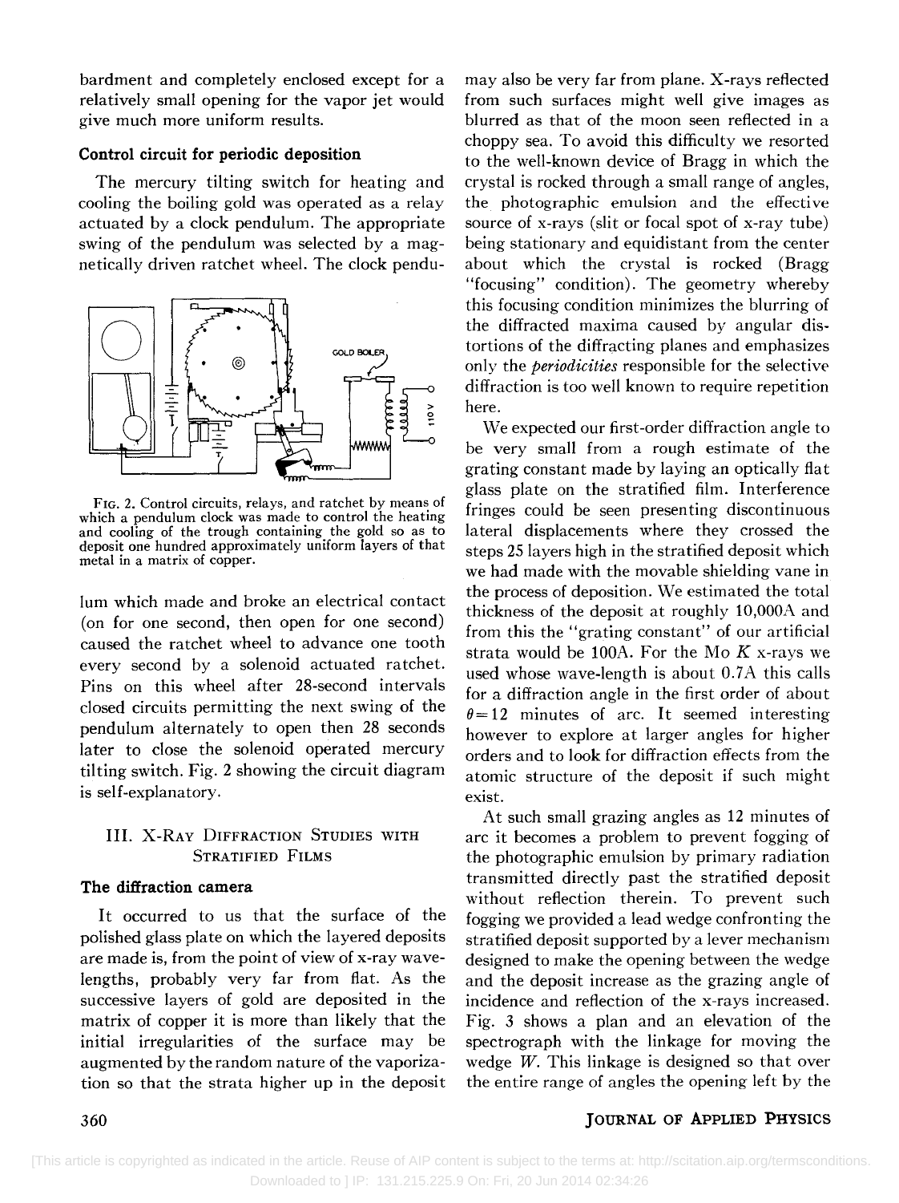bardment and completely enclosed except for a relatively small opening for the vapor jet would give much more uniform results.

### Control circuit for periodic deposition

The mercury tilting switch for heating and cooling the boiling gold was operated as a relay actuated by a clock pendulum. The appropriate swing of the pendulum was selected by a magnetically driven ratchet wheel. The clock pendulum which made and broke an electrical contact (on for one second, then open for one second) caused the ratchet wheel to advance one tooth every second by a solenoid actuated ratchet. Pins on this wheel after 28-second intervals closed circuits permitting the next swing of the pendulum alternately to open then 28 seconds later to close the solenoid operated mercury tilting switch. Fig. 2 showing the circuit diagram is self-explanatory.

FIG. 2. Control circuits, relays, and ratchet by means of which a pendulum clock was made to control the heating and cooling of the trough containing the gold so as to deposit one hundred approximately uniform layers of that metal in a matrix of copper.

## III. X-Ray Diffraction Studies with Stratified Films

### The diffraction camera

It occurred to us that the surface of the polished glass plate on which the layered deposits are made is, from the point of view of x-ray wavelengths, probably very far from flat. As the successive layers of gold are deposited in the matrix of copper it is more than likely that the initial irregularities of the surface may be augmented by the random nature of the vaporization so that the strata higher up in the deposit may also be very far from plane. X-rays reflected from such surfaces might well give images as blurred as that of the moon seen reflected in a choppy sea. To avoid this difficulty we resorted to the well-known device of Bragg in which the crystal is rocked through a small range of angles, the photographic emulsion and the effective source of x-rays (slit or focal spot of x-ray tube) being stationary and equidistant from the center about which the crystal is rocked (Bragg "focusing" condition). The geometry whereby this focusing condition minimizes the blurring of the diffracted maxima caused by angular distortions of the diffracting planes and emphasizes only the *periodicities* responsible for the selective diffraction is too well known to require repetition here.

We expected our first-order diffraction angle to be very small from a rough estimate of the grating constant made by laying an optically flat glass plate on the stratified film. Interference fringes could be seen presenting discontinuous lateral displacements where they crossed the steps 25 layers high in the stratified deposit which we had made with the movable shielding vane in the process of deposition. We estimated the total thickness of the deposit at roughly 10,000A and from this the "grating constant" of our artificial strata would be 100A. For the Mo $K$ x-rays we used whose wave-length is about 0.7A this calls for a diffraction angle in the first order of about $\theta = 12$ minutes of arc. It seemed interesting however to explore at larger angles for higher orders and to look for diffraction effects from the atomic structure of the deposit if such might exist.

At such small grazing angles as 12 minutes of arc it becomes a problem to prevent fogging of the photographic emulsion by primary radiation transmitted directly past the stratified deposit without reflection therein. To prevent such fogging we provided a lead wedge confronting the stratified deposit supported by a lever mechanism designed to make the opening between the wedge and the deposit increase as the grazing angle of incidence and reflection of the x-rays increased. Fig. 3 shows a plan and an elevation of the spectrograph with the linkage for moving the wedge $W$. This linkage is designed so that over the entire range of angles the opening left by the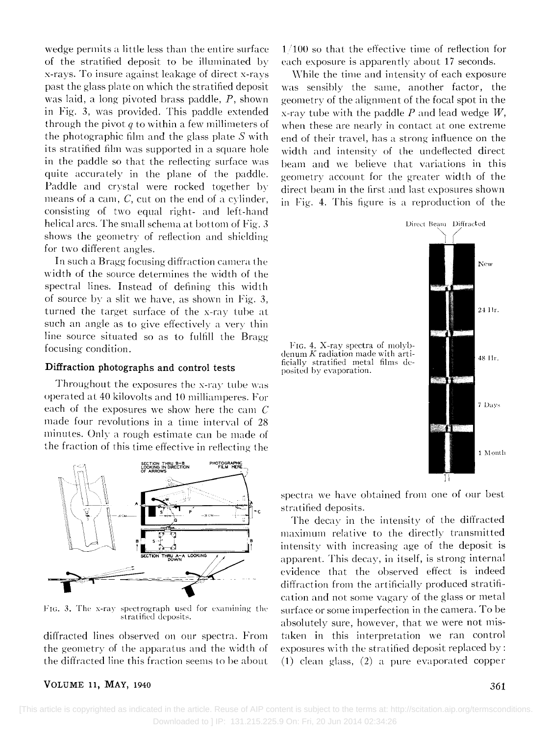wedge permits a little less than the entire surface of the stratified deposit to be illuminated by x-rays. To insure against leakage of direct x-rays past the glass plate on which the stratified deposit was laid, a long pivoted brass paddle, $P$, shown in Fig. 3, was provided. This paddle extended through the pivot $q$ to within a few millimeters of the photographic film and the glass plate $S$ with its stratified film was supported in a square hole in the paddle so that the reflecting surface was quite accurately in the plane of the paddle. Paddle and crystal were rocked together by means of a cam, $C$, cut on the end of a cylinder, consisting of two equal right- and left-hand helical arcs. The small schema at bottom of Fig. 3 shows the geometry of reflection and shielding for two different angles.

In such a Bragg focusing diffraction camera the width of the source determines the width of the spectral lines. Instead of defining this width of source by a slit we have, as shown in Fig. 3, turned the target surface of the x-ray tube at such an angle as to give effectively a very thin line source situated so as to fulfill the Bragg focusing condition.

## Diffraction photographs and control tests

Throughout the exposures the x-ray tube was operated at 40 kilovolts and 10 milliamperes. For each of the exposures we show here the cam $C$ made four revolutions in a time interval of 28 minutes. Only a rough estimate can be made of the fraction of this time effective in reflecting the diffracted lines observed on our spectra. From the geometry of the apparatus and the width of the diffracted line this fraction seems to be about 1/100 so that the effective time of reflection for each exposure is apparently about 17 seconds.

FIG. 3. The x-ray spectrograph used for examining the stratified deposits.

While the time and intensity of each exposure was sensibly the same, another factor, the geometry of the alignment of the focal spot in the x-ray tube with the paddle $P$ and lead wedge $W$, when these are nearly in contact at one extreme end of their travel, has a strong influence on the width and intensity of the undeflected direct beam and we believe that variations in this geometry account for the greater width of the direct beam in the first and last exposures shown in Fig. 4. This figure is a reproduction of the spectra we have obtained from one of our best stratified deposits.

FIG. 4. X-ray spectra of molybdenum $K$ radiation made with artificially stratified metal films deposited by evaporation.

The decay in the intensity of the diffracted maximum relative to the directly transmitted intensity with increasing age of the deposit is apparent. This decay, in itself, is strong internal evidence that the observed effect is indeed diffraction from the artificially produced stratification and not some vagary of the glass or metal surface or some imperfection in the camera. To be absolutely sure, however, that we were not mistaken in this interpretation we ran control exposures with the stratified deposit replaced by: (1) clean glass, (2) a pure evaporated copper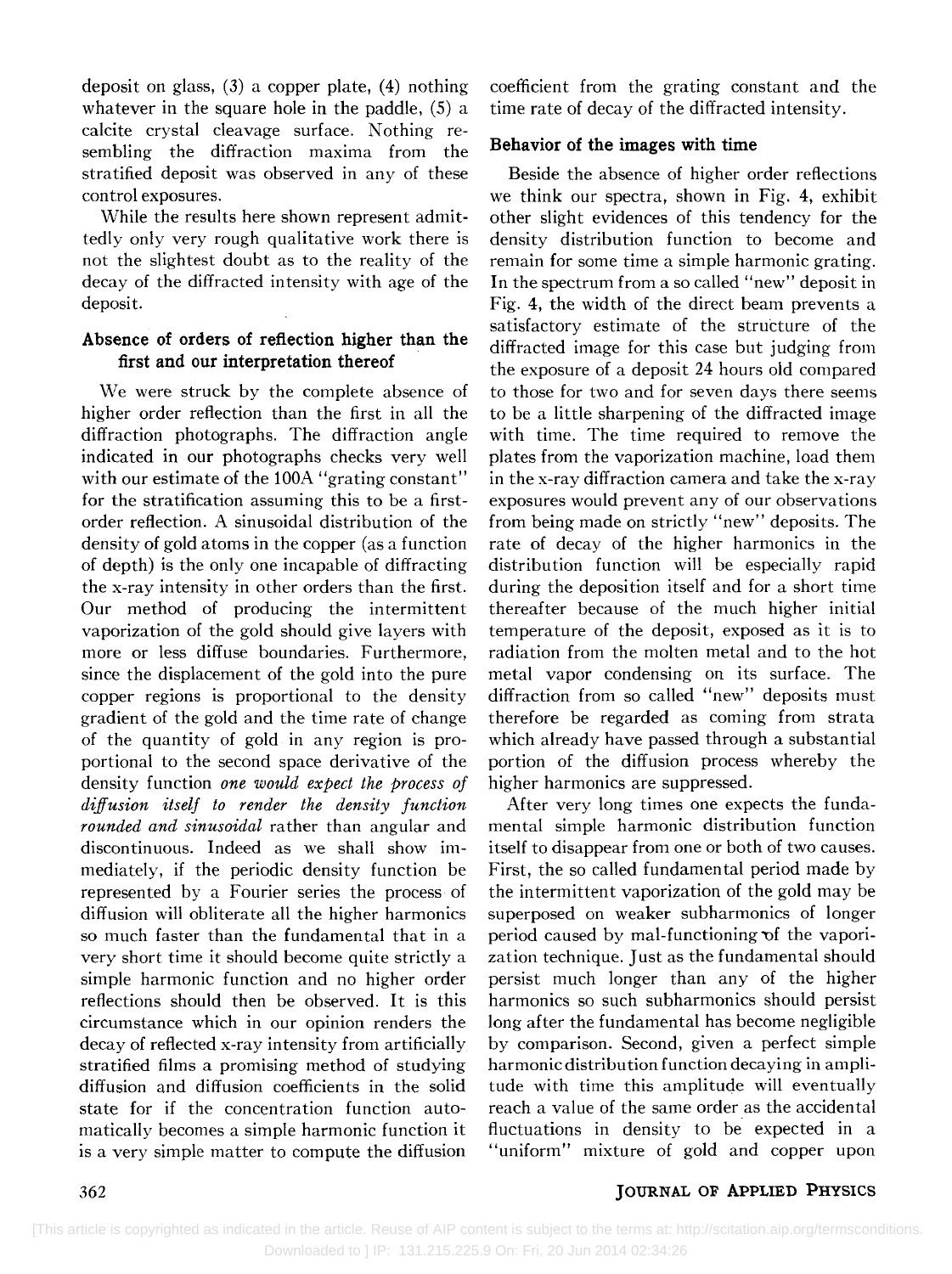deposit on glass, (3) a copper plate, (4) nothing whatever in the square hole in the paddle, (5) a calcite crystal cleavage surface. Nothing resembling the diffraction maxima from the stratified deposit was observed in any of these control exposures.

While the results here shown represent admittedly only very rough qualitative work there is not the slightest doubt as to the reality of the decay of the diffracted intensity with age of the deposit.

### Absence of orders of reflection higher than the first and our interpretation thereof

We were struck by the complete absence of higher order reflection than the first in all the diffraction photographs. The diffraction angle indicated in our photographs checks very well with our estimate of the 100A "grating constant" for the stratification assuming this to be a first-order reflection. A sinusoidal distribution of the density of gold atoms in the copper (as a function of depth) is the only one incapable of diffracting the x-ray intensity in other orders than the first. Our method of producing the intermittent vaporization of the gold should give layers with more or less diffuse boundaries. Furthermore, since the displacement of the gold into the pure copper regions is proportional to the density gradient of the gold and the time rate of change of the quantity of gold in any region is proportional to the second space derivative of the density function *one would expect the process of diffusion itself to render the density function rounded and sinusoidal* rather than angular and discontinuous. Indeed as we shall show immediately, if the periodic density function be represented by a Fourier series the process of diffusion will obliterate all the higher harmonics so much faster than the fundamental that in a very short time it should become quite strictly a simple harmonic function and no higher order reflections should then be observed. It is this circumstance which in our opinion renders the decay of reflected x-ray intensity from artificially stratified films a promising method of studying diffusion and diffusion coefficients in the solid state for if the concentration function automatically becomes a simple harmonic function it is a very simple matter to compute the diffusion coefficient from the grating constant and the time rate of decay of the diffracted intensity.

### Behavior of the images with time

Beside the absence of higher order reflections we think our spectra, shown in Fig. 4, exhibit other slight evidences of this tendency for the density distribution function to become and remain for some time a simple harmonic grating. In the spectrum from a so called "new" deposit in Fig. 4, the width of the direct beam prevents a satisfactory estimate of the structure of the diffracted image for this case but judging from the exposure of a deposit 24 hours old compared to those for two and for seven days there seems to be a little sharpening of the diffracted image with time. The time required to remove the plates from the vaporization machine, load them in the x-ray diffraction camera and take the x-ray exposures would prevent any of our observations from being made on strictly "new" deposits. The rate of decay of the higher harmonics in the distribution function will be especially rapid during the deposition itself and for a short time thereafter because of the much higher initial temperature of the deposit, exposed as it is to radiation from the molten metal and to the hot metal vapor condensing on its surface. The diffraction from so called "new" deposits must therefore be regarded as coming from strata which already have passed through a substantial portion of the diffusion process whereby the higher harmonics are suppressed.

After very long times one expects the fundamental simple harmonic distribution function itself to disappear from one or both of two causes. First, the so called fundamental period made by the intermittent vaporization of the gold may be superposed on weaker subharmonics of longer period caused by mal-functioning of the vaporization technique. Just as the fundamental should persist much longer than any of the higher harmonics so such subharmonics should persist long after the fundamental has become negligible by comparison. Second, given a perfect simple harmonic distribution function decaying in amplitude with time this amplitude will eventually reach a value of the same order as the accidental fluctuations in density to be expected in a "uniform" mixture of gold and copper upon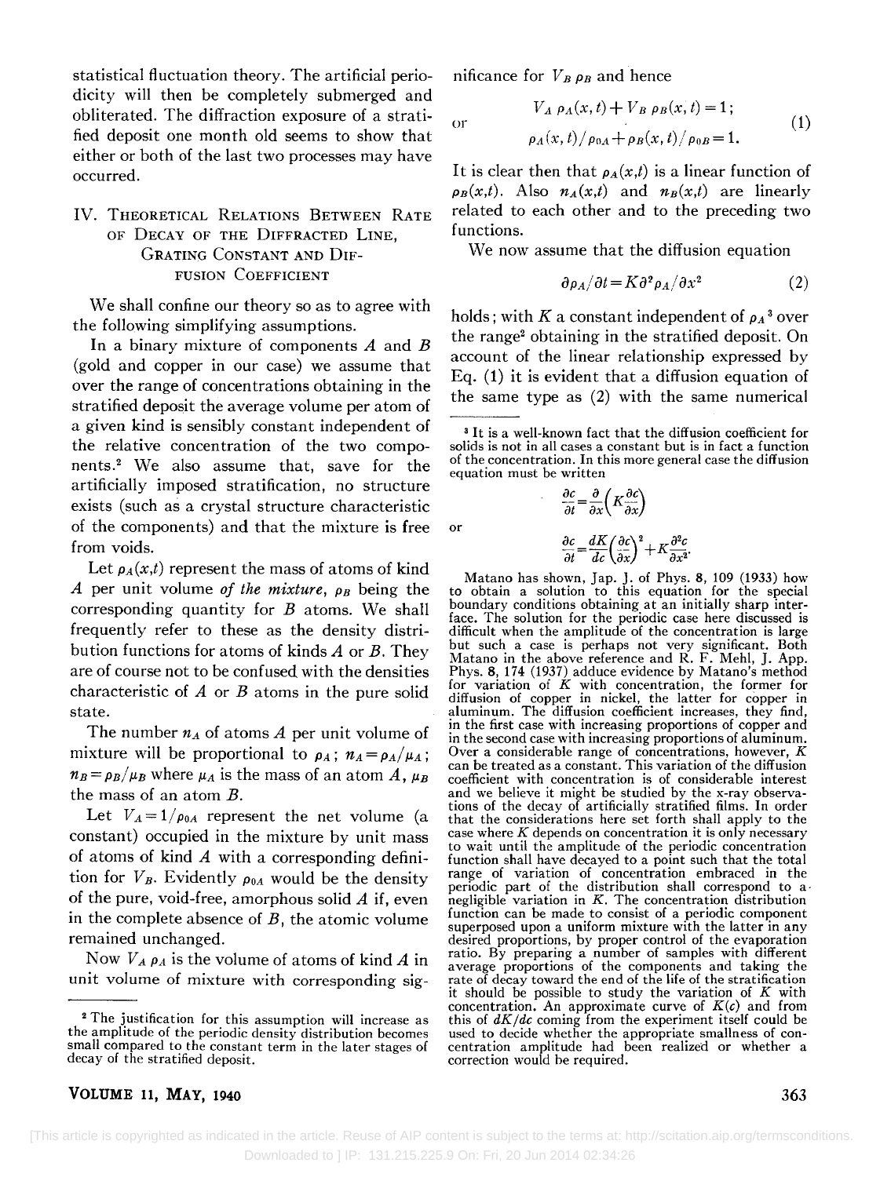statistical fluctuation theory. The artificial periodicity will then be completely submerged and obliterated. The diffraction exposure of a stratified deposit one month old seems to show that either or both of the last two processes may have occurred.

## IV. Theoretical Relations Between Rate of Decay of the Diffracted Line, Grating Constant and Diffusion Coefficient

We shall confine our theory so as to agree with the following simplifying assumptions.

In a binary mixture of components $A$ and $B$ (gold and copper in our case) we assume that over the range of concentrations obtaining in the stratified deposit the average volume per atom of a given kind is sensibly constant independent of the relative concentration of the two components.[2] We also assume that, save for the artificially imposed stratification, no structure exists (such as a crystal structure characteristic of the components) and that the mixture is free from voids.

Let $\rho_A(x,t)$ represent the mass of atoms of kind $A$ per unit volume *of the mixture*, $\rho_B$ being the corresponding quantity for $B$ atoms. We shall frequently refer to these as the density distribution functions for atoms of kinds $A$ or $B$. They are of course not to be confused with the densities characteristic of $A$ or $B$ atoms in the pure solid state.

The number $n_A$ of atoms $A$ per unit volume of mixture will be proportional to $\rho_A$; $n_A = \rho_A/\mu_A$; $n_B = \rho_B/\mu_B$ where $\mu_A$ is the mass of an atom $A$, $\mu_B$ the mass of an atom $B$.

Let $V_A = 1/\rho_{0A}$ represent the net volume (a constant) occupied in the mixture by unit mass of atoms of kind $A$ with a corresponding definition for $V_B$. Evidently $\rho_{0A}$ would be the density of the pure, void-free, amorphous solid $A$ if, even in the complete absence of $B$, the atomic volume remained unchanged.

Now $V_A \rho_A$ is the volume of atoms of kind $A$ in unit volume of mixture with corresponding significance for $V_B \rho_B$ and hence

$$V_A \rho_A(x,t) + V_B \rho_B(x,t) = 1;$$

or

$$\rho_A(x,t)/\rho_{0A} + \rho_B(x,t)/\rho_{0B} = 1. \tag{1}$$

It is clear then that $\rho_A(x,t)$ is a linear function of $\rho_B(x,t)$. Also $n_A(x,t)$ and $n_B(x,t)$ are linearly related to each other and to the preceding two functions.

We now assume that the diffusion equation

$$\partial\rho_A/\partial t = K\partial^2\rho_A/\partial x^2 \tag{2}$$

holds; with $K$ a constant independent of $\rho_A$[3] over the range[2] obtaining in the stratified deposit. On account of the linear relationship expressed by Eq. (1) it is evident that a diffusion equation of the same type as (2) with the same numerical

---

[2] The justification for this assumption will increase as the amplitude of the periodic density distribution becomes small compared to the constant term in the later stages of decay of the stratified deposit.

[3] It is a well-known fact that the diffusion coefficient for solids is not in all cases a constant but is in fact a function of the concentration. In this more general case the diffusion equation must be written

$$\frac{\partial c}{\partial t} = \frac{\partial}{\partial x}\left(K\frac{\partial c}{\partial x}\right)$$

or

$$\frac{\partial c}{\partial t} = \frac{dK}{dc}\left(\frac{\partial c}{\partial x}\right)^2 + K\frac{\partial^2 c}{\partial x^2}.$$

Matano has shown, Jap. J. of Phys. **8**, 109 (1933) how to obtain a solution to this equation for the special boundary conditions obtaining at an initially sharp interface. The solution for the periodic case here discussed is difficult when the amplitude of the concentration is large but such a case is perhaps not very significant. Both Matano in the above reference and R. F. Mehl, J. App. Phys. **8**, 174 (1937) adduce evidence by Matano's method for variation of $K$ with concentration, the former for diffusion of copper in nickel, the latter for copper in aluminum. The diffusion coefficient increases, they find, in the first case with increasing proportions of copper and in the second case with increasing proportions of aluminum. Over a considerable range of concentrations, however, $K$ can be treated as a constant. This variation of the diffusion coefficient with concentration is of considerable interest and we believe it might be studied by the x-ray observations of the decay of artificially stratified films. In order that the considerations here set forth shall apply to the case where $K$ depends on concentration it is only necessary to wait until the amplitude of the periodic concentration function shall have decayed to a point such that the total range of variation of concentration embraced in the periodic part of the distribution shall correspond to a negligible variation in $K$. The concentration distribution function can be made to consist of a periodic component superposed upon a uniform mixture with the latter in any desired proportions, by proper control of the evaporation ratio. By preparing a number of samples with different average proportions of the components and taking the rate of decay toward the end of the life of the stratification it should be possible to study the variation of $K$ with concentration. An approximate curve of $K(c)$ and from this of $dK/dc$ coming from the experiment itself could be used to decide whether the appropriate smallness of concentration amplitude had been realized or whether a correction would be required.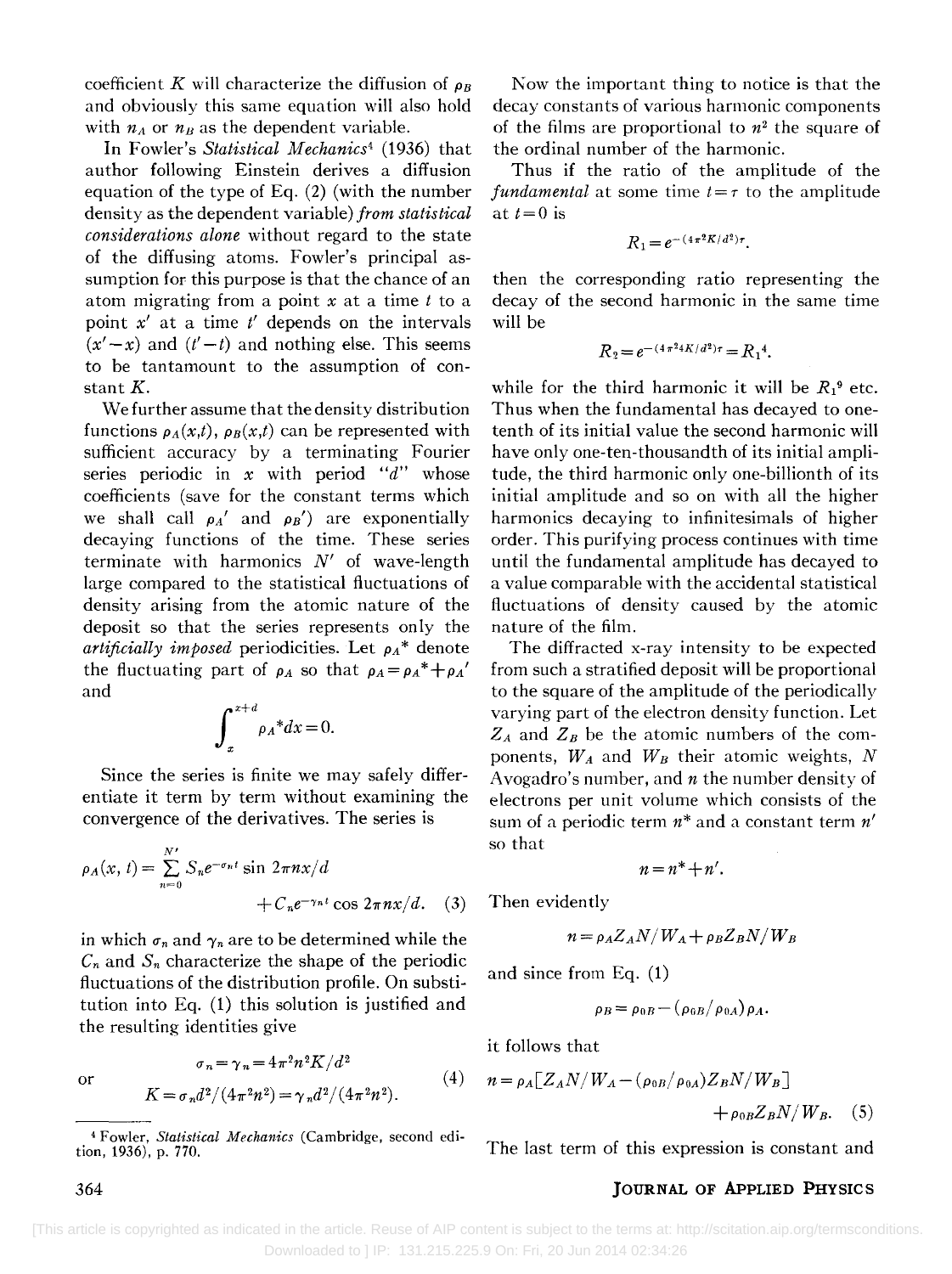coefficient $K$ will characterize the diffusion of $\rho_B$ and obviously this same equation will also hold with $n_A$ or $n_B$ as the dependent variable.

In Fowler's *Statistical Mechanics*[4] (1936) that author following Einstein derives a diffusion equation of the type of Eq. (2) (with the number density as the dependent variable) *from statistical considerations alone* without regard to the state of the diffusing atoms. Fowler's principal assumption for this purpose is that the chance of an atom migrating from a point $x$ at a time $t$ to a point $x'$ at a time $t'$ depends on the intervals $(x'-x)$ and $(t'-t)$ and nothing else. This seems to be tantamount to the assumption of constant $K$.

We further assume that the density distribution functions $\rho_A(x,t)$, $\rho_B(x,t)$ can be represented with sufficient accuracy by a terminating Fourier series periodic in $x$ with period "$d$" whose coefficients (save for the constant terms which we shall call $\rho_A'$ and $\rho_B'$) are exponentially decaying functions of the time. These series terminate with harmonics $N'$ of wave-length large compared to the statistical fluctuations of density arising from the atomic nature of the deposit so that the series represents only the *artificially imposed* periodicities. Let $\rho_A^*$ denote the fluctuating part of $\rho_A$ so that $\rho_A = \rho_A^* + \rho_A'$ and

$$\int_x^{x+d} \rho_A^* dx = 0.$$

Since the series is finite we may safely differentiate it term by term without examining the convergence of the derivatives. The series is

$$\rho_A(x,t) = \sum_{n=0}^{N'} S_n e^{-\sigma_n t} \sin 2\pi n x/d + C_n e^{-\gamma_n t} \cos 2\pi n x/d. \quad (3)$$

in which $\sigma_n$ and $\gamma_n$ are to be determined while the $C_n$ and $S_n$ characterize the shape of the periodic fluctuations of the distribution profile. On substitution into Eq. (1) this solution is justified and the resulting identities give

$$\sigma_n = \gamma_n = 4\pi^2 n^2 K/d^2$$

or

$$K = \sigma_n d^2/(4\pi^2 n^2) = \gamma_n d^2/(4\pi^2 n^2). \quad (4)$$

Now the important thing to notice is that the decay constants of various harmonic components of the films are proportional to $n^2$ the square of the ordinal number of the harmonic.

Thus if the ratio of the amplitude of the *fundamental* at some time $t=\tau$ to the amplitude at $t=0$ is

$$R_1 = e^{-(4\pi^2 K/d^2)\tau}.$$

then the corresponding ratio representing the decay of the second harmonic in the same time will be

$$R_2 = e^{-(4\pi^2 4K/d^2)\tau} = R_1^4.$$

while for the third harmonic it will be $R_1^9$ etc. Thus when the fundamental has decayed to one-tenth of its initial value the second harmonic will have only one-ten-thousandth of its initial amplitude, the third harmonic only one-billionth of its initial amplitude and so on with all the higher harmonics decaying to infinitesimals of higher order. This purifying process continues with time until the fundamental amplitude has decayed to a value comparable with the accidental statistical fluctuations of density caused by the atomic nature of the film.

The diffracted x-ray intensity to be expected from such a stratified deposit will be proportional to the square of the amplitude of the periodically varying part of the electron density function. Let $Z_A$ and $Z_B$ be the atomic numbers of the components, $W_A$ and $W_B$ their atomic weights, $N$ Avogadro's number, and $n$ the number density of electrons per unit volume which consists of the sum of a periodic term $n^*$ and a constant term $n'$ so that

$$n = n^* + n'.$$

Then evidently

$$n = \rho_A Z_A N/W_A + \rho_B Z_B N/W_B$$

and since from Eq. (1)

$$\rho_B = \rho_{0B} - (\rho_{0B}/\rho_{0A})\rho_A.$$

it follows that

$$n = \rho_A[Z_A N/W_A - (\rho_{0B}/\rho_{0A})Z_B N/W_B] + \rho_{0B} Z_B N/W_B. \quad (5)$$

The last term of this expression is constant and

[4] Fowler, *Statistical Mechanics* (Cambridge, second edition, 1936), p. 770.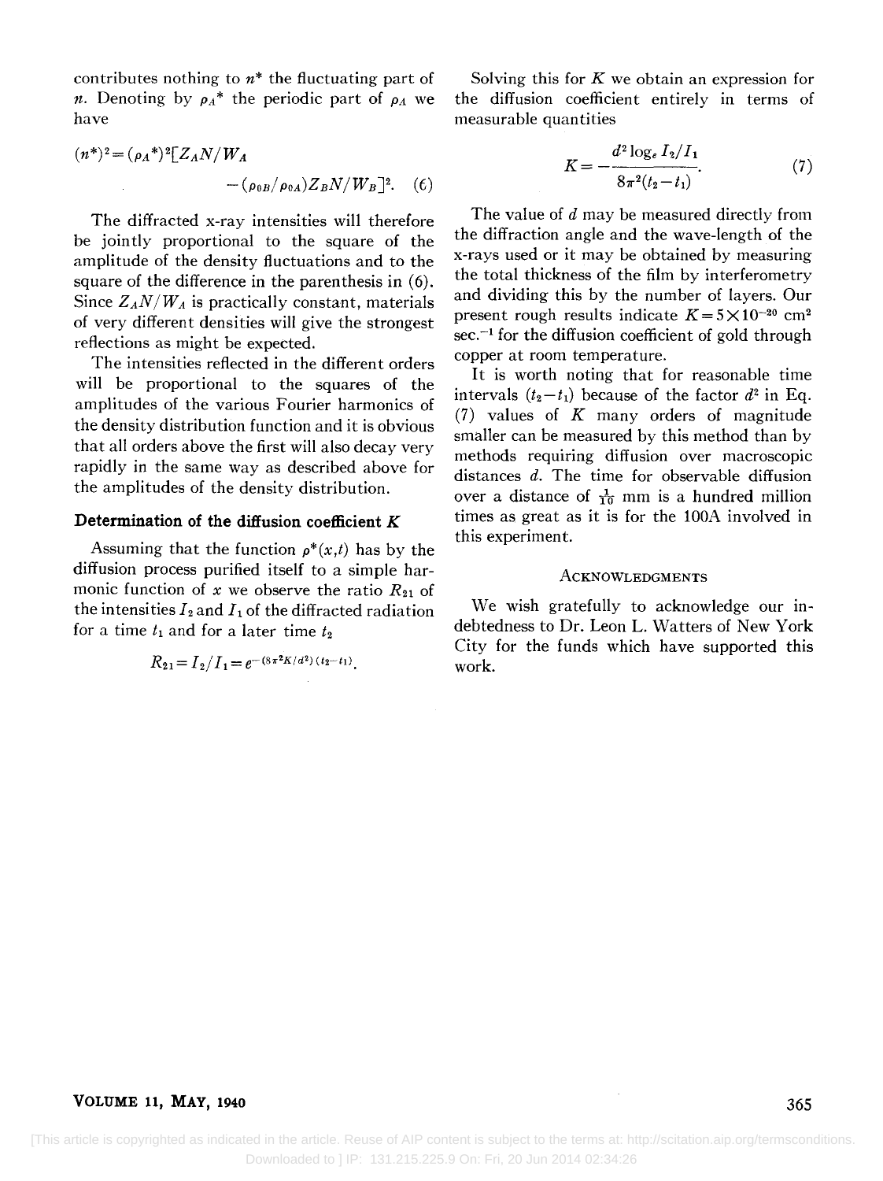contributes nothing to $n^*$ the fluctuating part of $n$. Denoting by $\rho_A^*$ the periodic part of $\rho_A$ we have

$$(n^*)^2 = (\rho_A^*)^2[Z_A N/W_A - (\rho_{0B}/\rho_{0A})Z_B N/W_B]^2. \quad (6)$$

The diffracted x-ray intensities will therefore be jointly proportional to the square of the amplitude of the density fluctuations and to the square of the difference in the parenthesis in (6). Since $Z_A N/W_A$ is practically constant, materials of very different densities will give the strongest reflections as might be expected.

The intensities reflected in the different orders will be proportional to the squares of the amplitudes of the various Fourier harmonics of the density distribution function and it is obvious that all orders above the first will also decay very rapidly in the same way as described above for the amplitudes of the density distribution.

### Determination of the diffusion coefficient $K$

Assuming that the function $\rho^*(x,t)$ has by the diffusion process purified itself to a simple harmonic function of $x$ we observe the ratio $R_{21}$ of the intensities $I_2$ and $I_1$ of the diffracted radiation for a time $t_1$ and for a later time $t_2$

$$R_{21} = I_2/I_1 = e^{-(8\pi^2 K/d^2)(t_2 - t_1)}.$$

Solving this for $K$ we obtain an expression for the diffusion coefficient entirely in terms of measurable quantities

$$K = -\frac{d^2 \log_e I_2/I_1}{8\pi^2(t_2 - t_1)}. \quad (7)$$

The value of $d$ may be measured directly from the diffraction angle and the wave-length of the x-rays used or it may be obtained by measuring the total thickness of the film by interferometry and dividing this by the number of layers. Our present rough results indicate $K = 5 \times 10^{-20}$ cm$^2$ sec.$^{-1}$ for the diffusion coefficient of gold through copper at room temperature.

It is worth noting that for reasonable time intervals $(t_2 - t_1)$ because of the factor $d^2$ in Eq. (7) values of $K$ many orders of magnitude smaller can be measured by this method than by methods requiring diffusion over macroscopic distances $d$. The time for observable diffusion over a distance of $\frac{1}{10}$ mm is a hundred million times as great as it is for the 100A involved in this experiment.

## Acknowledgments

We wish gratefully to acknowledge our indebtedness to Dr. Leon L. Watters of New York City for the funds which have supported this work.